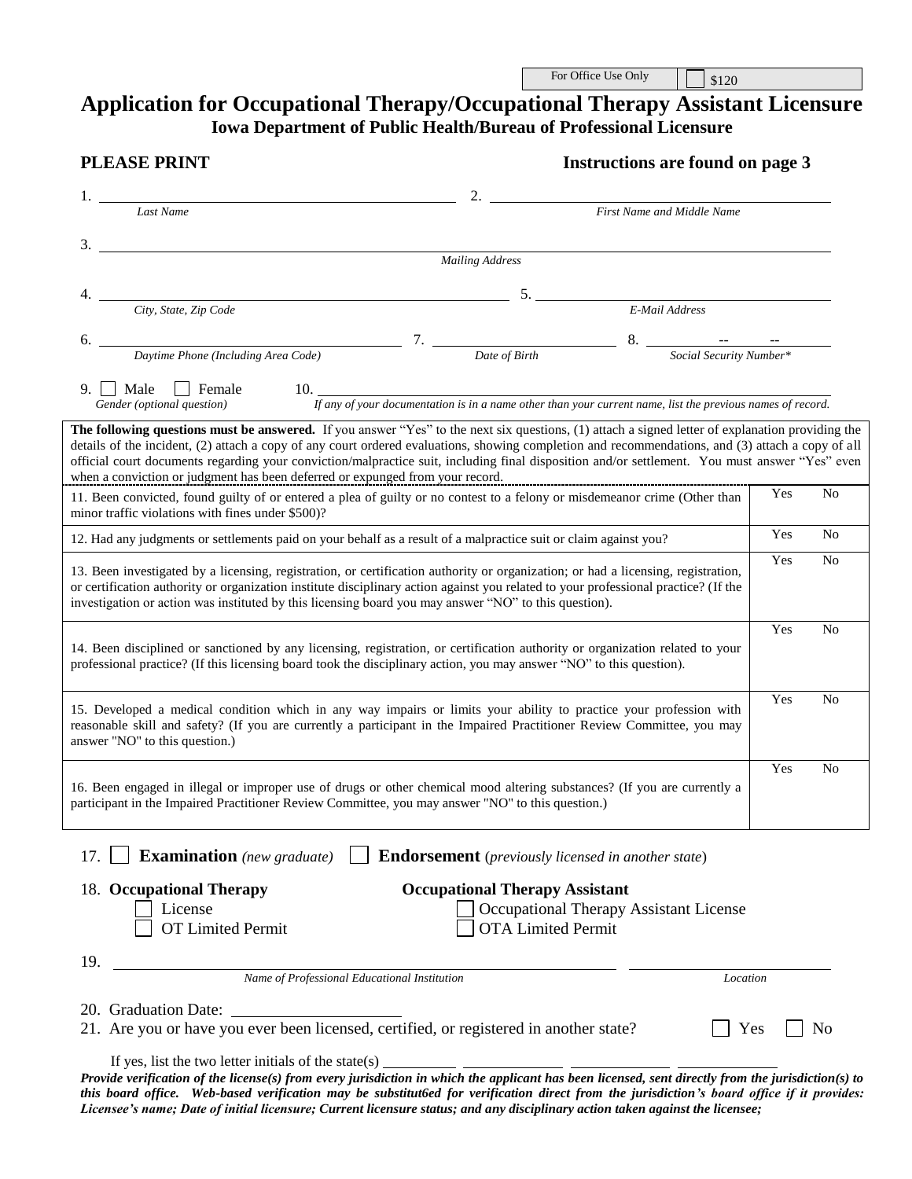| For Office Use Only | ☐ $120 |
|---|---|

# Application for Occupational Therapy/Occupational Therapy Assistant Licensure

**Iowa Department of Public Health/Bureau of Professional Licensure**

**PLEASE PRINT** **Instructions are found on page 3**

1. ______________________ *Last Name*  2. ______________________ *First Name and Middle Name*

3. ______________________ *Mailing Address*

4. ______________________ *City, State, Zip Code*  5. ______________________ *E-Mail Address*

6. ______________________ *Daytime Phone (Including Area Code)*  7. ______________________ *Date of Birth*  8. ____ -- ____ -- ____ *Social Security Number\**

9. ☐ Male ☐ Female *Gender (optional question)*  10. ______________________ *If any of your documentation is in a name other than your current name, list the previous names of record.*

**The following questions must be answered.** If you answer "Yes" to the next six questions, (1) attach a signed letter of explanation providing the details of the incident, (2) attach a copy of any court ordered evaluations, showing completion and recommendations, and (3) attach a copy of all official court documents regarding your conviction/malpractice suit, including final disposition and/or settlement. You must answer "Yes" even when a conviction or judgment has been deferred or expunged from your record.

| Question | Yes | No |
|---|---|---|
| 11. Been convicted, found guilty of or entered a plea of guilty or no contest to a felony or misdemeanor crime (Other than minor traffic violations with fines under $500)? | Yes | No |
| 12. Had any judgments or settlements paid on your behalf as a result of a malpractice suit or claim against you? | Yes | No |
| 13. Been investigated by a licensing, registration, or certification authority or organization; or had a licensing, registration, or certification authority or organization institute disciplinary action against you related to your professional practice? (If the investigation or action was instituted by this licensing board you may answer "NO" to this question). | Yes | No |
| 14. Been disciplined or sanctioned by any licensing, registration, or certification authority or organization related to your professional practice? (If this licensing board took the disciplinary action, you may answer "NO" to this question). | Yes | No |
| 15. Developed a medical condition which in any way impairs or limits your ability to practice your profession with reasonable skill and safety? (If you are currently a participant in the Impaired Practitioner Review Committee, you may answer "NO" to this question.) | Yes | No |
| 16. Been engaged in illegal or improper use of drugs or other chemical mood altering substances? (If you are currently a participant in the Impaired Practitioner Review Committee, you may answer "NO" to this question.) | Yes | No |

17. ☐ **Examination** *(new graduate)* ☐ **Endorsement** (*previously licensed in another state*)

18. **Occupational Therapy**
- ☐ License
- ☐ OT Limited Permit

**Occupational Therapy Assistant**
- ☐ Occupational Therapy Assistant License
- ☐ OTA Limited Permit

19. ______________________ *Name of Professional Educational Institution* ______________________ *Location*

20. Graduation Date: ______________________

21. Are you or have you ever been licensed, certified, or registered in another state? ☐ Yes ☐ No

If yes, list the two letter initials of the state(s) ________ ________ ________ ________

***Provide verification of the license(s) from every jurisdiction in which the applicant has been licensed, sent directly from the jurisdiction(s) to this board office. Web-based verification may be substitut6ed for verification direct from the jurisdiction's board office if it provides: Licensee's name; Date of initial licensure; Current licensure status; and any disciplinary action taken against the licensee;***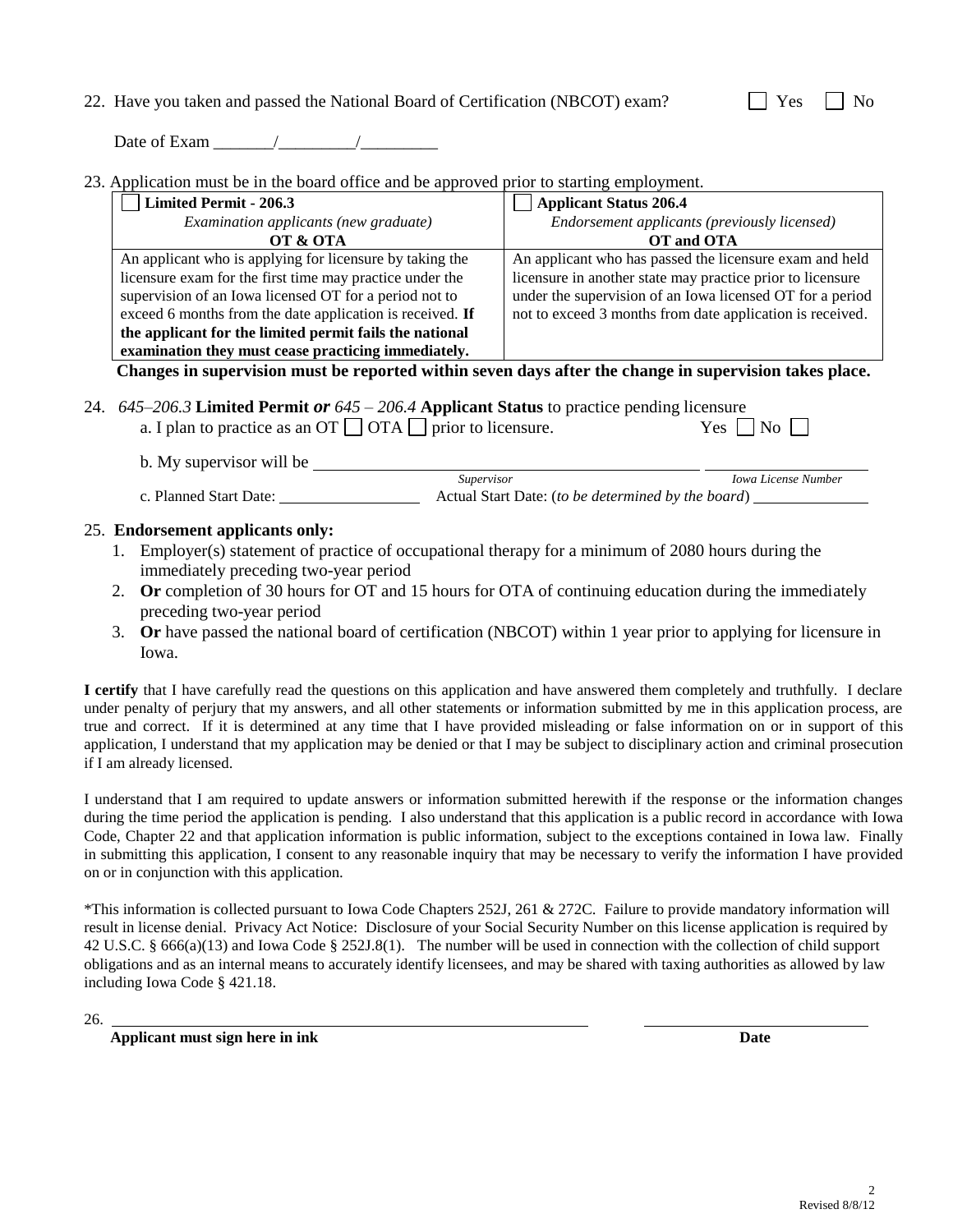22. Have you taken and passed the National Board of Certification (NBCOT) exam? ☐ Yes ☐ No

Date of Exam _______/_________/_________

23. Application must be in the board office and be approved prior to starting employment.

| ☐ **Limited Permit - 206.3** *Examination applicants (new graduate)* **OT & OTA** | ☐ **Applicant Status 206.4** *Endorsement applicants (previously licensed)* **OT and OTA** |
|---|---|
| An applicant who is applying for licensure by taking the licensure exam for the first time may practice under the supervision of an Iowa licensed OT for a period not to exceed 6 months from the date application is received. **If the applicant for the limited permit fails the national examination they must cease practicing immediately.** | An applicant who has passed the licensure exam and held licensure in another state may practice prior to licensure under the supervision of an Iowa licensed OT for a period not to exceed 3 months from date application is received. |

**Changes in supervision must be reported within seven days after the change in supervision takes place.**

24. *645–206.3* **Limited Permit** ***or*** *645 – 206.4* **Applicant Status** to practice pending licensure

a. I plan to practice as an OT ☐ OTA ☐ prior to licensure. Yes ☐ No ☐

b. My supervisor will be ______________________________ ______________________
*Supervisor* *Iowa License Number*

c. Planned Start Date: ______________ Actual Start Date: (*to be determined by the board*) ______________

25. **Endorsement applicants only:**
   1. Employer(s) statement of practice of occupational therapy for a minimum of 2080 hours during the immediately preceding two-year period
   2. **Or** completion of 30 hours for OT and 15 hours for OTA of continuing education during the immediately preceding two-year period
   3. **Or** have passed the national board of certification (NBCOT) within 1 year prior to applying for licensure in Iowa.

**I certify** that I have carefully read the questions on this application and have answered them completely and truthfully. I declare under penalty of perjury that my answers, and all other statements or information submitted by me in this application process, are true and correct. If it is determined at any time that I have provided misleading or false information on or in support of this application, I understand that my application may be denied or that I may be subject to disciplinary action and criminal prosecution if I am already licensed.

I understand that I am required to update answers or information submitted herewith if the response or the information changes during the time period the application is pending. I also understand that this application is a public record in accordance with Iowa Code, Chapter 22 and that application information is public information, subject to the exceptions contained in Iowa law. Finally in submitting this application, I consent to any reasonable inquiry that may be necessary to verify the information I have provided on or in conjunction with this application.

*This information is collected pursuant to Iowa Code Chapters 252J, 261 & 272C. Failure to provide mandatory information will result in license denial. Privacy Act Notice: Disclosure of your Social Security Number on this license application is required by 42 U.S.C. § 666(a)(13) and Iowa Code § 252J.8(1). The number will be used in connection with the collection of child support obligations and as an internal means to accurately identify licensees, and may be shared with taxing authorities as allowed by law including Iowa Code § 421.18.

26. ______________________________________________ ______________________
**Applicant must sign here in ink** **Date**

Revised 8/8/12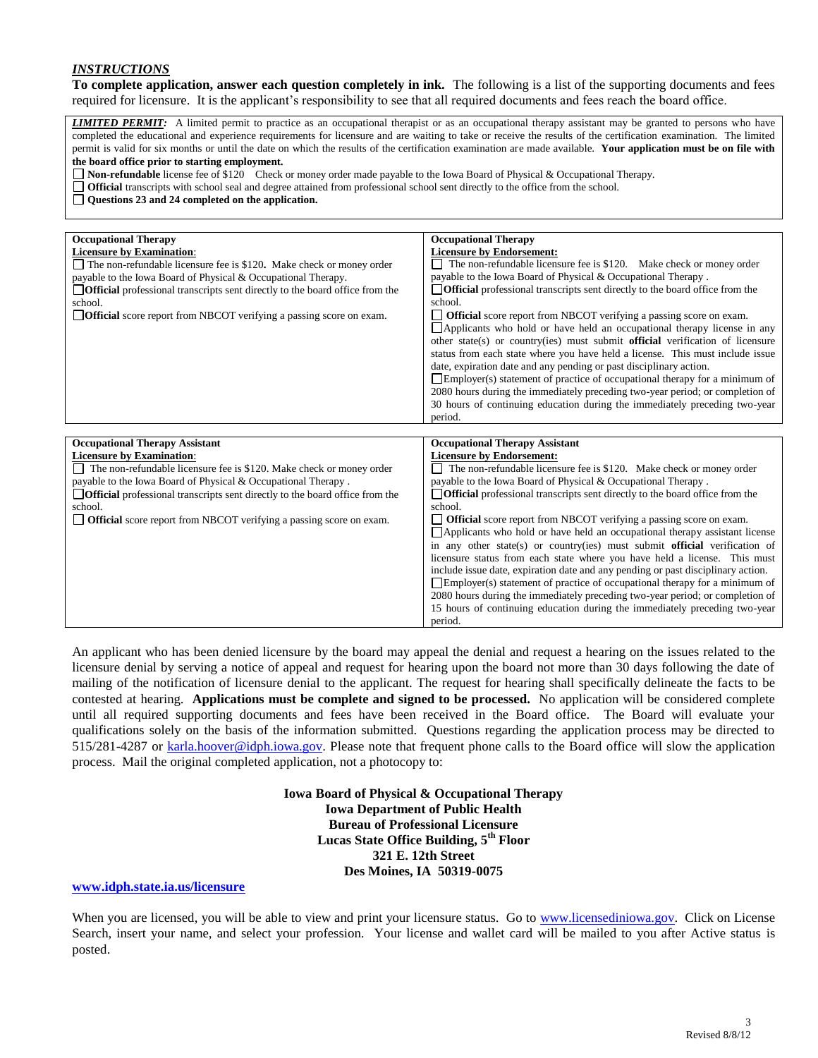***INSTRUCTIONS***

**To complete application, answer each question completely in ink.** The following is a list of the supporting documents and fees required for licensure. It is the applicant's responsibility to see that all required documents and fees reach the board office.

***LIMITED PERMIT:*** A limited permit to practice as an occupational therapist or as an occupational therapy assistant may be granted to persons who have completed the educational and experience requirements for licensure and are waiting to take or receive the results of the certification examination. The limited permit is valid for six months or until the date on which the results of the certification examination are made available. **Your application must be on file with the board office prior to starting employment.**

- ☐ **Non-refundable** license fee of $120 Check or money order made payable to the Iowa Board of Physical & Occupational Therapy.
- ☐ **Official** transcripts with school seal and degree attained from professional school sent directly to the office from the school.
- ☐ **Questions 23 and 24 completed on the application.**

| | |
|---|---|
| **Occupational Therapy**<br>**Licensure by Examination**:<br>☐ The non-refundable licensure fee is $120. Make check or money order payable to the Iowa Board of Physical & Occupational Therapy.<br>☐ **Official** professional transcripts sent directly to the board office from the school.<br>☐ **Official** score report from NBCOT verifying a passing score on exam. | **Occupational Therapy**<br>**Licensure by Endorsement:**<br>☐ The non-refundable licensure fee is $120. Make check or money order payable to the Iowa Board of Physical & Occupational Therapy .<br>☐ **Official** professional transcripts sent directly to the board office from the school.<br>☐ **Official** score report from NBCOT verifying a passing score on exam.<br>☐ Applicants who hold or have held an occupational therapy license in any other state(s) or country(ies) must submit **official** verification of licensure status from each state where you have held a license. This must include issue date, expiration date and any pending or past disciplinary action.<br>☐ Employer(s) statement of practice of occupational therapy for a minimum of 2080 hours during the immediately preceding two-year period; or completion of 30 hours of continuing education during the immediately preceding two-year period. |

| | |
|---|---|
| **Occupational Therapy Assistant**<br>**Licensure by Examination**:<br>☐ The non-refundable licensure fee is $120. Make check or money order payable to the Iowa Board of Physical & Occupational Therapy .<br>☐ **Official** professional transcripts sent directly to the board office from the school.<br>☐ **Official** score report from NBCOT verifying a passing score on exam. | **Occupational Therapy Assistant**<br>**Licensure by Endorsement:**<br>☐ The non-refundable licensure fee is $120. Make check or money order payable to the Iowa Board of Physical & Occupational Therapy .<br>☐ **Official** professional transcripts sent directly to the board office from the school.<br>☐ **Official** score report from NBCOT verifying a passing score on exam.<br>☐ Applicants who hold or have held an occupational therapy assistant license in any other state(s) or country(ies) must submit **official** verification of licensure status from each state where you have held a license. This must include issue date, expiration date and any pending or past disciplinary action.<br>☐ Employer(s) statement of practice of occupational therapy for a minimum of 2080 hours during the immediately preceding two-year period; or completion of 15 hours of continuing education during the immediately preceding two-year period. |

An applicant who has been denied licensure by the board may appeal the denial and request a hearing on the issues related to the licensure denial by serving a notice of appeal and request for hearing upon the board not more than 30 days following the date of mailing of the notification of licensure denial to the applicant. The request for hearing shall specifically delineate the facts to be contested at hearing. **Applications must be complete and signed to be processed.** No application will be considered complete until all required supporting documents and fees have been received in the Board office. The Board will evaluate your qualifications solely on the basis of the information submitted. Questions regarding the application process may be directed to 515/281-4287 or karla.hoover@idph.iowa.gov. Please note that frequent phone calls to the Board office will slow the application process. Mail the original completed application, not a photocopy to:

**Iowa Board of Physical & Occupational Therapy**
**Iowa Department of Public Health**
**Bureau of Professional Licensure**
**Lucas State Office Building, 5th Floor**
**321 E. 12th Street**
**Des Moines, IA 50319-0075**

**www.idph.state.ia.us/licensure**

When you are licensed, you will be able to view and print your licensure status. Go to www.licensediniowa.gov. Click on License Search, insert your name, and select your profession. Your license and wallet card will be mailed to you after Active status is posted.

Revised 8/8/12